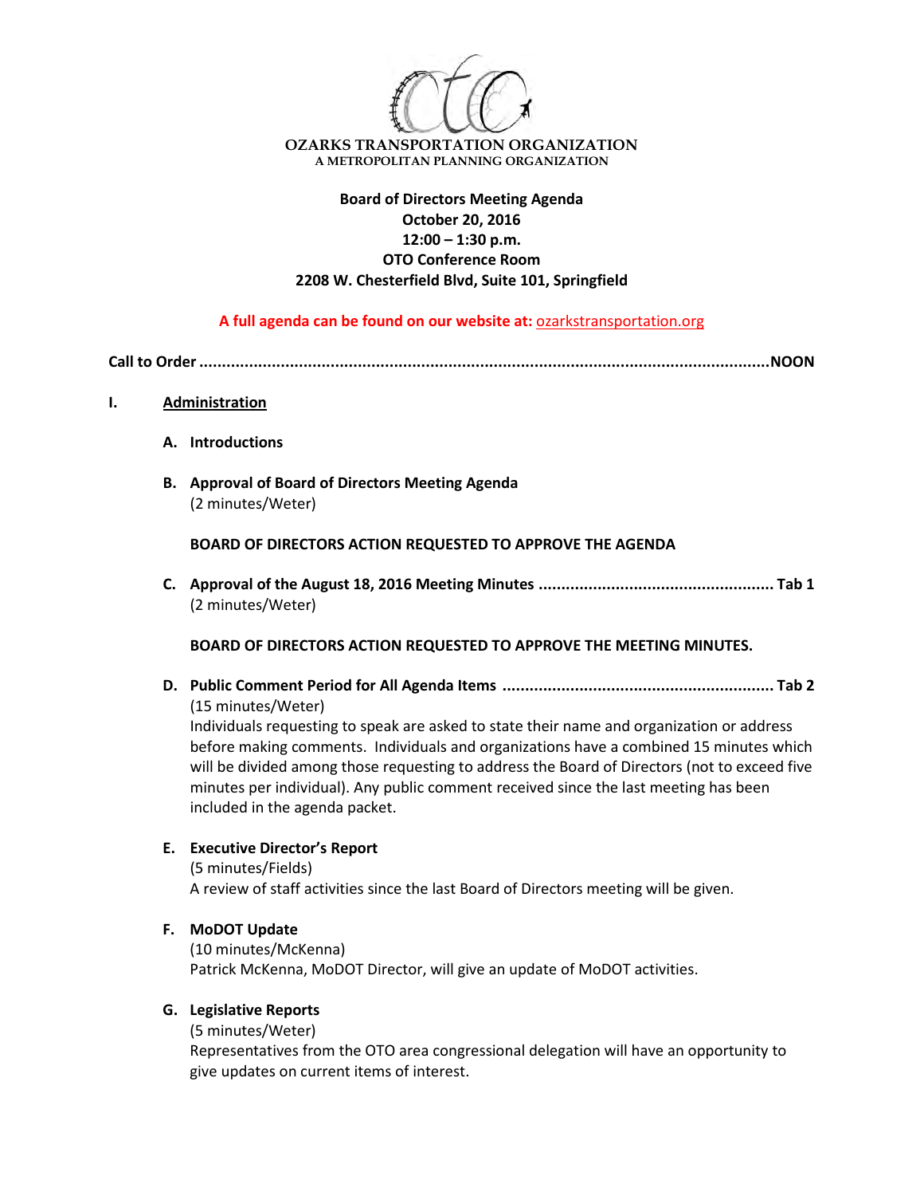**OZARKS TRANSPORTATION ORGANIZATION**
A METROPOLITAN PLANNING ORGANIZATION

# Board of Directors Meeting Agenda
**October 20, 2016**
**12:00 – 1:30 p.m.**
**OTO Conference Room**
**2208 W. Chesterfield Blvd, Suite 101, Springfield**

**A full agenda can be found on our website at:** ozarkstransportation.org

**Call to Order ........................................................................................................NOON**

## I. Administration

**A. Introductions**

**B. Approval of Board of Directors Meeting Agenda**
(2 minutes/Weter)

**BOARD OF DIRECTORS ACTION REQUESTED TO APPROVE THE AGENDA**

**C. Approval of the August 18, 2016 Meeting Minutes .................................................. Tab 1**
(2 minutes/Weter)

**BOARD OF DIRECTORS ACTION REQUESTED TO APPROVE THE MEETING MINUTES.**

**D. Public Comment Period for All Agenda Items ........................................................... Tab 2**
(15 minutes/Weter)
Individuals requesting to speak are asked to state their name and organization or address before making comments. Individuals and organizations have a combined 15 minutes which will be divided among those requesting to address the Board of Directors (not to exceed five minutes per individual). Any public comment received since the last meeting has been included in the agenda packet.

**E. Executive Director's Report**
(5 minutes/Fields)
A review of staff activities since the last Board of Directors meeting will be given.

**F. MoDOT Update**
(10 minutes/McKenna)
Patrick McKenna, MoDOT Director, will give an update of MoDOT activities.

**G. Legislative Reports**
(5 minutes/Weter)
Representatives from the OTO area congressional delegation will have an opportunity to give updates on current items of interest.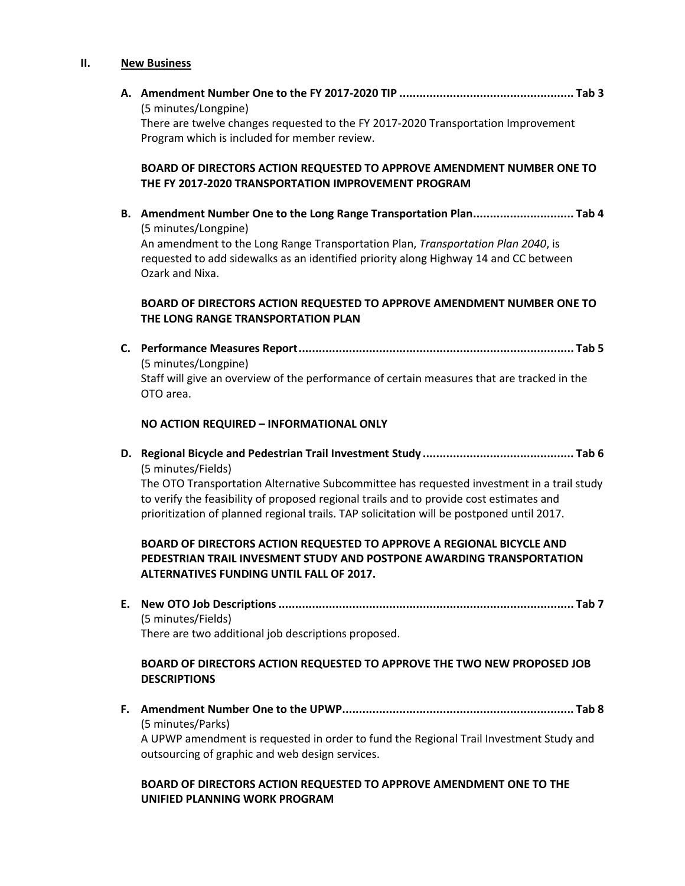## II. New Business

**A. Amendment Number One to the FY 2017-2020 TIP .................................................... Tab 3**

(5 minutes/Longpine)

There are twelve changes requested to the FY 2017-2020 Transportation Improvement Program which is included for member review.

**BOARD OF DIRECTORS ACTION REQUESTED TO APPROVE AMENDMENT NUMBER ONE TO THE FY 2017-2020 TRANSPORTATION IMPROVEMENT PROGRAM**

**B. Amendment Number One to the Long Range Transportation Plan.............................. Tab 4**

(5 minutes/Longpine)

An amendment to the Long Range Transportation Plan, *Transportation Plan 2040*, is requested to add sidewalks as an identified priority along Highway 14 and CC between Ozark and Nixa.

**BOARD OF DIRECTORS ACTION REQUESTED TO APPROVE AMENDMENT NUMBER ONE TO THE LONG RANGE TRANSPORTATION PLAN**

**C. Performance Measures Report................................................................................. Tab 5**

(5 minutes/Longpine)

Staff will give an overview of the performance of certain measures that are tracked in the OTO area.

**NO ACTION REQUIRED – INFORMATIONAL ONLY**

**D. Regional Bicycle and Pedestrian Trail Investment Study ............................................. Tab 6**

(5 minutes/Fields)

The OTO Transportation Alternative Subcommittee has requested investment in a trail study to verify the feasibility of proposed regional trails and to provide cost estimates and prioritization of planned regional trails. TAP solicitation will be postponed until 2017.

**BOARD OF DIRECTORS ACTION REQUESTED TO APPROVE A REGIONAL BICYCLE AND PEDESTRIAN TRAIL INVESMENT STUDY AND POSTPONE AWARDING TRANSPORTATION ALTERNATIVES FUNDING UNTIL FALL OF 2017.**

**E. New OTO Job Descriptions ....................................................................................... Tab 7**

(5 minutes/Fields)

There are two additional job descriptions proposed.

**BOARD OF DIRECTORS ACTION REQUESTED TO APPROVE THE TWO NEW PROPOSED JOB DESCRIPTIONS**

**F. Amendment Number One to the UPWP..................................................................... Tab 8**

(5 minutes/Parks)

A UPWP amendment is requested in order to fund the Regional Trail Investment Study and outsourcing of graphic and web design services.

**BOARD OF DIRECTORS ACTION REQUESTED TO APPROVE AMENDMENT ONE TO THE UNIFIED PLANNING WORK PROGRAM**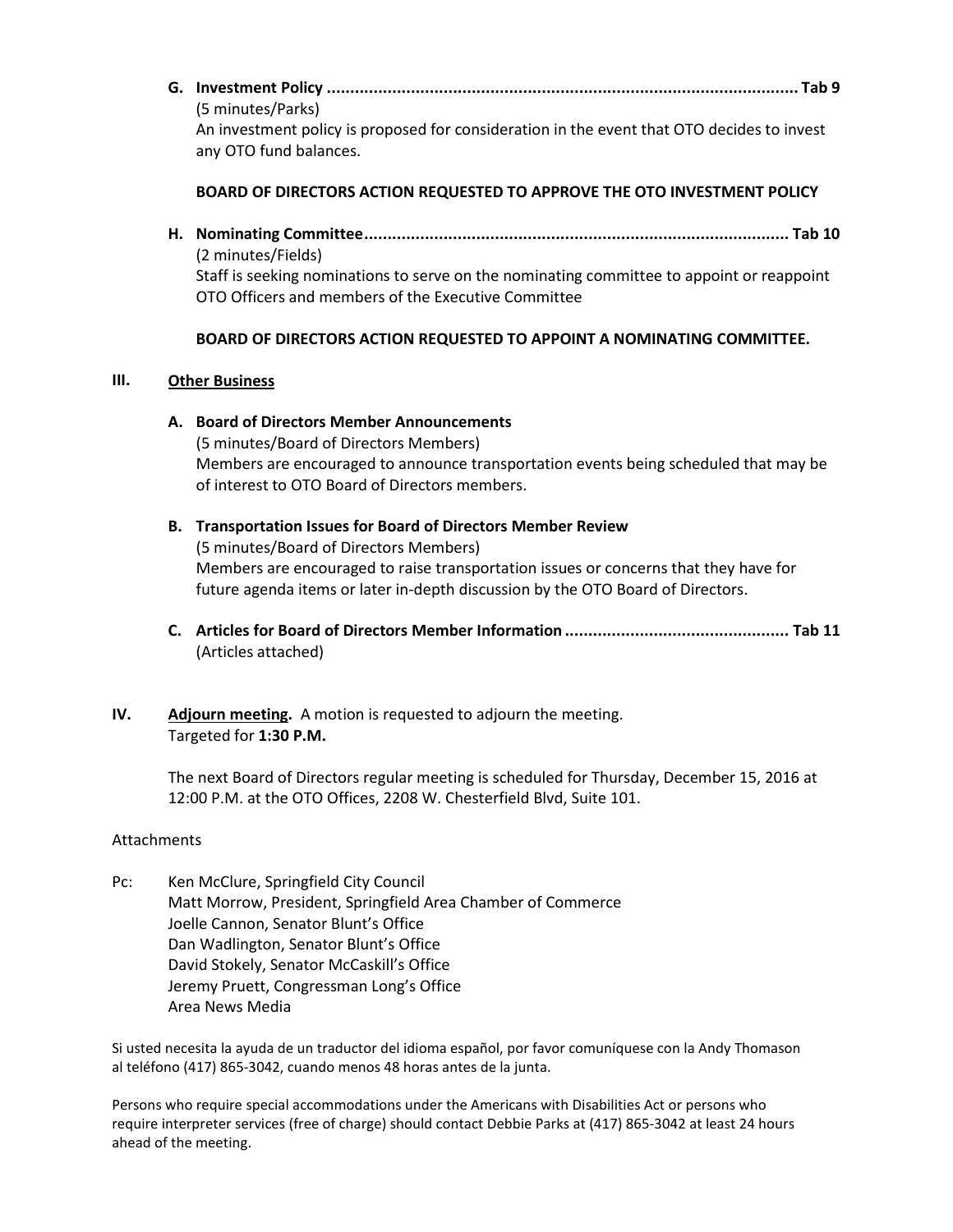**G. Investment Policy .................................................................................................... Tab 9**
(5 minutes/Parks)
An investment policy is proposed for consideration in the event that OTO decides to invest any OTO fund balances.

**BOARD OF DIRECTORS ACTION REQUESTED TO APPROVE THE OTO INVESTMENT POLICY**

**H. Nominating Committee.......................................................................................... Tab 10**
(2 minutes/Fields)
Staff is seeking nominations to serve on the nominating committee to appoint or reappoint OTO Officers and members of the Executive Committee

**BOARD OF DIRECTORS ACTION REQUESTED TO APPOINT A NOMINATING COMMITTEE.**

## III. Other Business

**A. Board of Directors Member Announcements**
(5 minutes/Board of Directors Members)
Members are encouraged to announce transportation events being scheduled that may be of interest to OTO Board of Directors members.

**B. Transportation Issues for Board of Directors Member Review**
(5 minutes/Board of Directors Members)
Members are encouraged to raise transportation issues or concerns that they have for future agenda items or later in-depth discussion by the OTO Board of Directors.

**C. Articles for Board of Directors Member Information ................................................ Tab 11**
(Articles attached)

**IV. Adjourn meeting.** A motion is requested to adjourn the meeting.
Targeted for **1:30 P.M.**

The next Board of Directors regular meeting is scheduled for Thursday, December 15, 2016 at 12:00 P.M. at the OTO Offices, 2208 W. Chesterfield Blvd, Suite 101.

Attachments

Pc: Ken McClure, Springfield City Council
Matt Morrow, President, Springfield Area Chamber of Commerce
Joelle Cannon, Senator Blunt's Office
Dan Wadlington, Senator Blunt's Office
David Stokely, Senator McCaskill's Office
Jeremy Pruett, Congressman Long's Office
Area News Media

Si usted necesita la ayuda de un traductor del idioma español, por favor comuníquese con la Andy Thomason al teléfono (417) 865-3042, cuando menos 48 horas antes de la junta.

Persons who require special accommodations under the Americans with Disabilities Act or persons who require interpreter services (free of charge) should contact Debbie Parks at (417) 865-3042 at least 24 hours ahead of the meeting.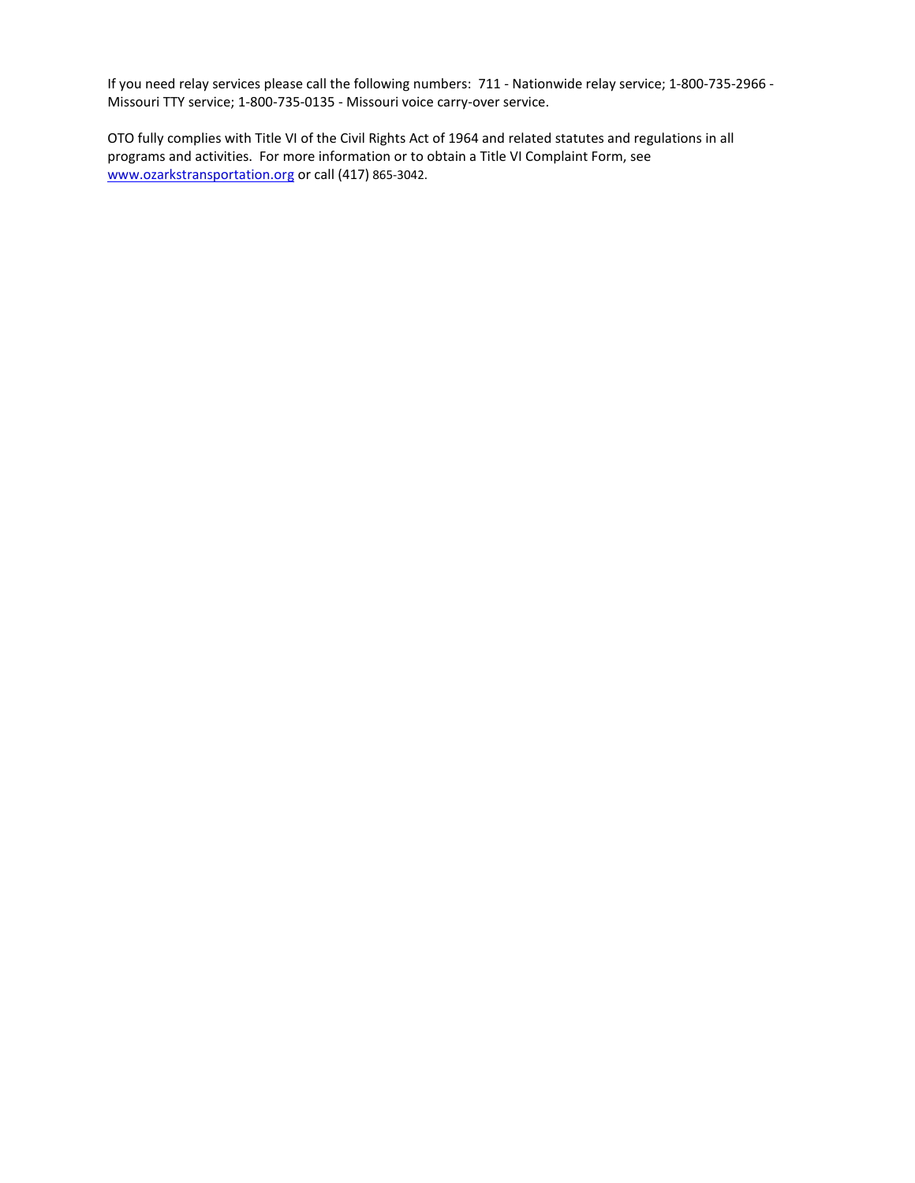If you need relay services please call the following numbers: 711 - Nationwide relay service; 1-800-735-2966 - Missouri TTY service; 1-800-735-0135 - Missouri voice carry-over service.

OTO fully complies with Title VI of the Civil Rights Act of 1964 and related statutes and regulations in all programs and activities. For more information or to obtain a Title VI Complaint Form, see www.ozarkstransportation.org or call (417) 865-3042.